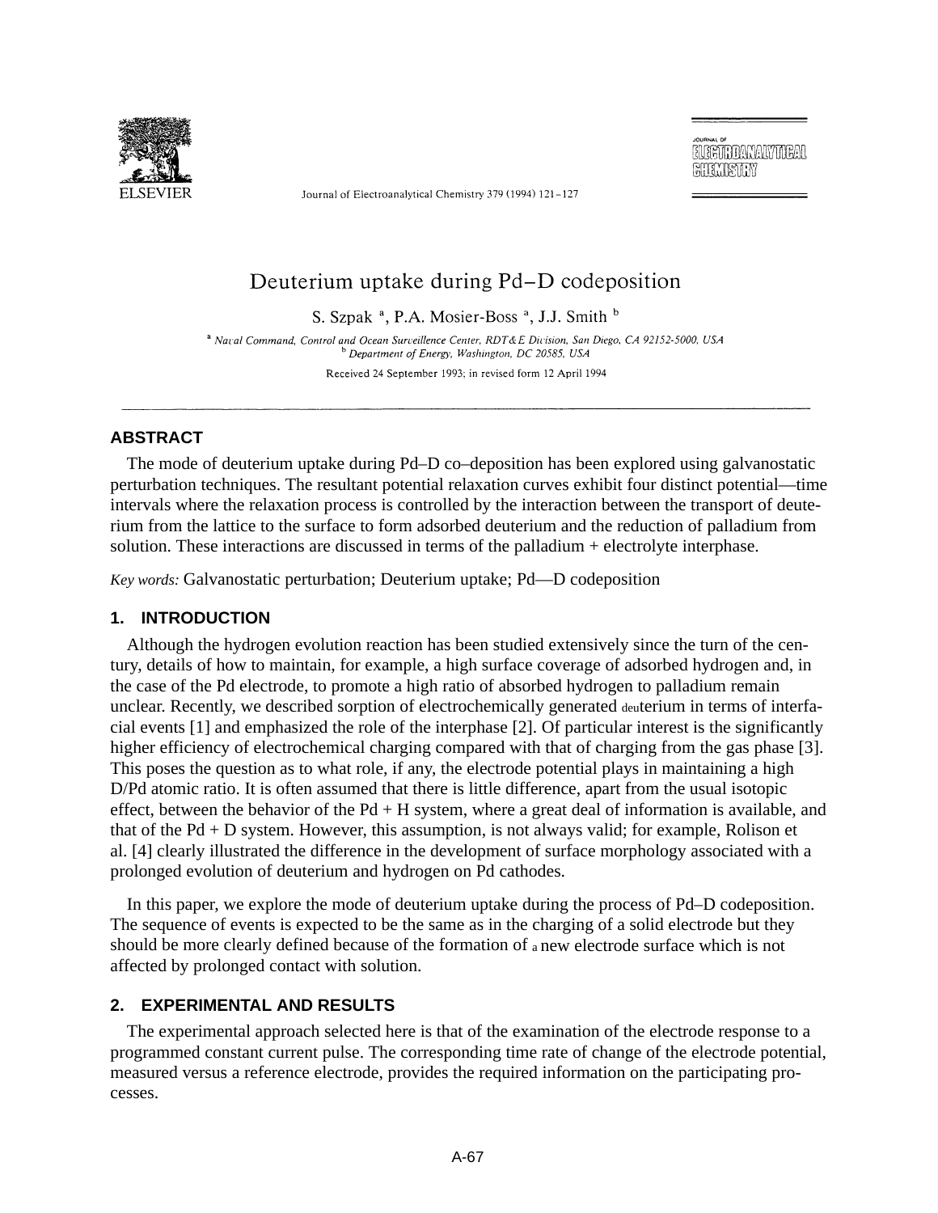# Deuterium uptake during Pd–D codeposition

S. Szpak [a], P.A. Mosier-Boss [a], J.J. Smith [b]

[a] *Naval Command, Control and Ocean Surveillence Center, RDT&E Division, San Diego, CA 92152-5000, USA*
[b] *Department of Energy, Washington, DC 20585, USA*

Received 24 September 1993; in revised form 12 April 1994

## ABSTRACT

The mode of deuterium uptake during Pd–D co–deposition has been explored using galvanostatic perturbation techniques. The resultant potential relaxation curves exhibit four distinct potential—time intervals where the relaxation process is controlled by the interaction between the transport of deuterium from the lattice to the surface to form adsorbed deuterium and the reduction of palladium from solution. These interactions are discussed in terms of the palladium + electrolyte interphase.

*Key words:* Galvanostatic perturbation; Deuterium uptake; Pd—D codeposition

## 1. INTRODUCTION

Although the hydrogen evolution reaction has been studied extensively since the turn of the century, details of how to maintain, for example, a high surface coverage of adsorbed hydrogen and, in the case of the Pd electrode, to promote a high ratio of absorbed hydrogen to palladium remain unclear. Recently, we described sorption of electrochemically generated deuterium in terms of interfacial events [1] and emphasized the role of the interphase [2]. Of particular interest is the significantly higher efficiency of electrochemical charging compared with that of charging from the gas phase [3]. This poses the question as to what role, if any, the electrode potential plays in maintaining a high D/Pd atomic ratio. It is often assumed that there is little difference, apart from the usual isotopic effect, between the behavior of the Pd + H system, where a great deal of information is available, and that of the Pd + D system. However, this assumption, is not always valid; for example, Rolison et al. [4] clearly illustrated the difference in the development of surface morphology associated with a prolonged evolution of deuterium and hydrogen on Pd cathodes.

In this paper, we explore the mode of deuterium uptake during the process of Pd–D codeposition. The sequence of events is expected to be the same as in the charging of a solid electrode but they should be more clearly defined because of the formation of a new electrode surface which is not affected by prolonged contact with solution.

## 2. EXPERIMENTAL AND RESULTS

The experimental approach selected here is that of the examination of the electrode response to a programmed constant current pulse. The corresponding time rate of change of the electrode potential, measured versus a reference electrode, provides the required information on the participating processes.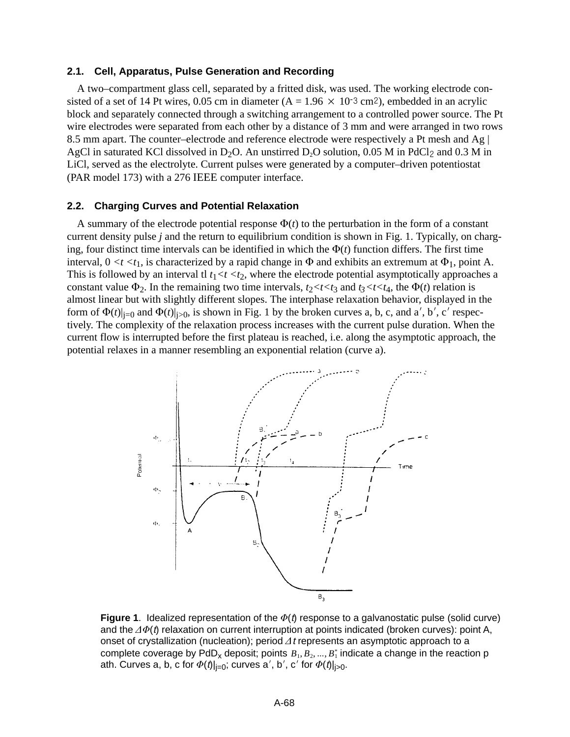### 2.1. Cell, Apparatus, Pulse Generation and Recording

A two–compartment glass cell, separated by a fritted disk, was used. The working electrode consisted of a set of 14 Pt wires, 0.05 cm in diameter ($A = 1.96 \times 10^{-3}$ cm$^2$), embedded in an acrylic block and separately connected through a switching arrangement to a controlled power source. The Pt wire electrodes were separated from each other by a distance of 3 mm and were arranged in two rows 8.5 mm apart. The counter–electrode and reference electrode were respectively a Pt mesh and Ag | AgCl in saturated KCl dissolved in $D_2O$. An unstirred $D_2O$ solution, 0.05 M in $PdCl_2$ and 0.3 M in LiCl, served as the electrolyte. Current pulses were generated by a computer–driven potentiostat (PAR model 173) with a 276 IEEE computer interface.

### 2.2. Charging Curves and Potential Relaxation

A summary of the electrode potential response $\Phi(t)$ to the perturbation in the form of a constant current density pulse $j$ and the return to equilibrium condition is shown in Fig. 1. Typically, on charging, four distinct time intervals can be identified in which the $\Phi(t)$ function differs. The first time interval, $0 < t < t_1$, is characterized by a rapid change in $\Phi$ and exhibits an extremum at $\Phi_1$, point A. This is followed by an interval tl $t_1 < t < t_2$, where the electrode potential asymptotically approaches a constant value $\Phi_2$. In the remaining two time intervals, $t_2 < t < t_3$ and $t_3 < t < t_4$, the $\Phi(t)$ relation is almost linear but with slightly different slopes. The interphase relaxation behavior, displayed in the form of $\Phi(t)|_{j=0}$ and $\Phi(t)|_{j>0}$, is shown in Fig. 1 by the broken curves a, b, c, and a′, b′, c′ respectively. The complexity of the relaxation process increases with the current pulse duration. When the current flow is interrupted before the first plateau is reached, i.e. along the asymptotic approach, the potential relaxes in a manner resembling an exponential relation (curve a).

**Figure 1**. Idealized representation of the $\Phi(t)$ response to a galvanostatic pulse (solid curve) and the $\Delta\Phi(t)$ relaxation on current interruption at points indicated (broken curves): point A, onset of crystallization (nucleation); period $\Delta t$ represents an asymptotic approach to a complete coverage by $PdD_x$ deposit; points $B_1, B_2, ..., B_1^*$ indicate a change in the reaction path. Curves a, b, c for $\Phi(t)|_{j=0}$; curves a′, b′, c′ for $\Phi(t)|_{j>0}$.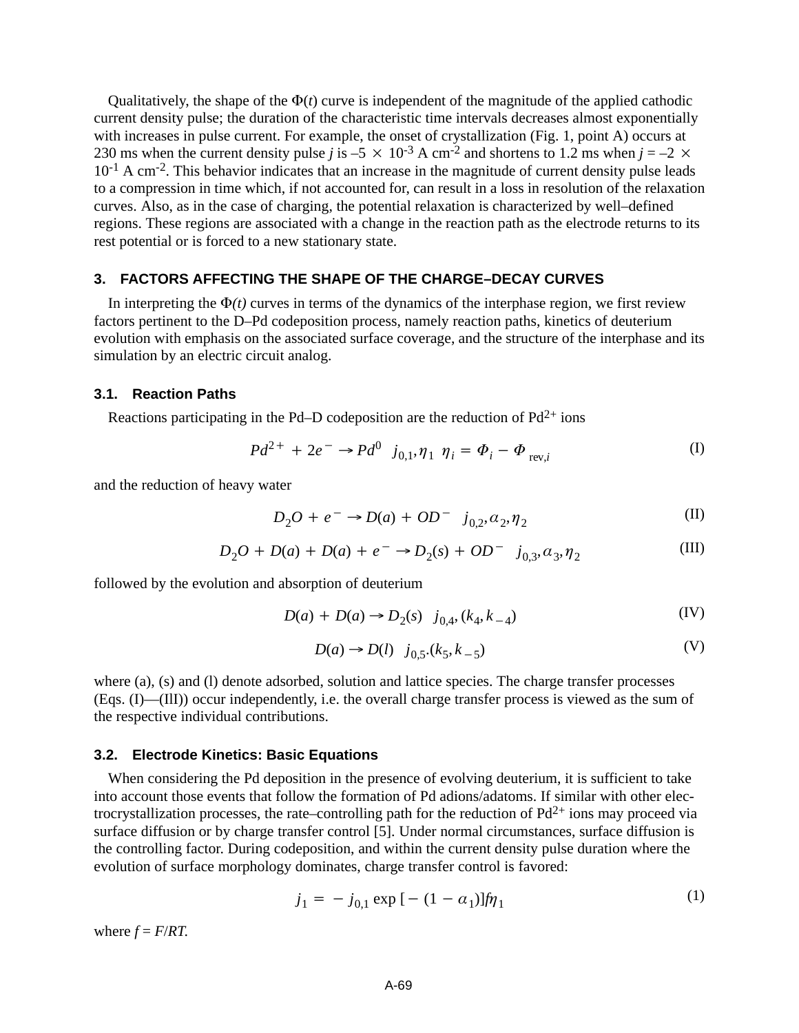Qualitatively, the shape of the $\Phi(t)$ curve is independent of the magnitude of the applied cathodic current density pulse; the duration of the characteristic time intervals decreases almost exponentially with increases in pulse current. For example, the onset of crystallization (Fig. 1, point A) occurs at 230 ms when the current density pulse $j$ is $-5 \times 10^{-3}$ A cm$^{-2}$ and shortens to 1.2 ms when $j = -2 \times 10^{-1}$ A cm$^{-2}$. This behavior indicates that an increase in the magnitude of current density pulse leads to a compression in time which, if not accounted for, can result in a loss in resolution of the relaxation curves. Also, as in the case of charging, the potential relaxation is characterized by well–defined regions. These regions are associated with a change in the reaction path as the electrode returns to its rest potential or is forced to a new stationary state.

## 3. FACTORS AFFECTING THE SHAPE OF THE CHARGE–DECAY CURVES

In interpreting the $\Phi(t)$ curves in terms of the dynamics of the interphase region, we first review factors pertinent to the D–Pd codeposition process, namely reaction paths, kinetics of deuterium evolution with emphasis on the associated surface coverage, and the structure of the interphase and its simulation by an electric circuit analog.

### 3.1. Reaction Paths

Reactions participating in the Pd–D codeposition are the reduction of $Pd^{2+}$ ions

$$Pd^{2+} + 2e^- \rightarrow Pd^0 \quad j_{0,1}, \eta_1 \quad \eta_i = \Phi_i - \Phi_{\text{rev},i} \tag{I}$$

and the reduction of heavy water

$$D_2O + e^- \rightarrow D(a) + OD^- \quad j_{0,2}, \alpha_2, \eta_2 \tag{II}$$

$$D_2O + D(a) + D(a) + e^- \rightarrow D_2(s) + OD^- \quad j_{0,3}, \alpha_3, \eta_2 \tag{III}$$

followed by the evolution and absorption of deuterium

$$D(a) + D(a) \rightarrow D_2(s) \quad j_{0,4}, (k_4, k_{-4}) \tag{IV}$$

$$D(a) \rightarrow D(l) \quad j_{0,5}.(k_5, k_{-5}) \tag{V}$$

where (a), (s) and (l) denote adsorbed, solution and lattice species. The charge transfer processes (Eqs. (I)—(IlI)) occur independently, i.e. the overall charge transfer process is viewed as the sum of the respective individual contributions.

### 3.2. Electrode Kinetics: Basic Equations

When considering the Pd deposition in the presence of evolving deuterium, it is sufficient to take into account those events that follow the formation of Pd adions/adatoms. If similar with other electrocrystallization processes, the rate–controlling path for the reduction of $Pd^{2+}$ ions may proceed via surface diffusion or by charge transfer control [5]. Under normal circumstances, surface diffusion is the controlling factor. During codeposition, and within the current density pulse duration where the evolution of surface morphology dominates, charge transfer control is favored:

$$j_1 = -j_{0,1} \exp\left[-(1-\alpha_1)\right] f\eta_1 \tag{1}$$

where $f = F/RT$.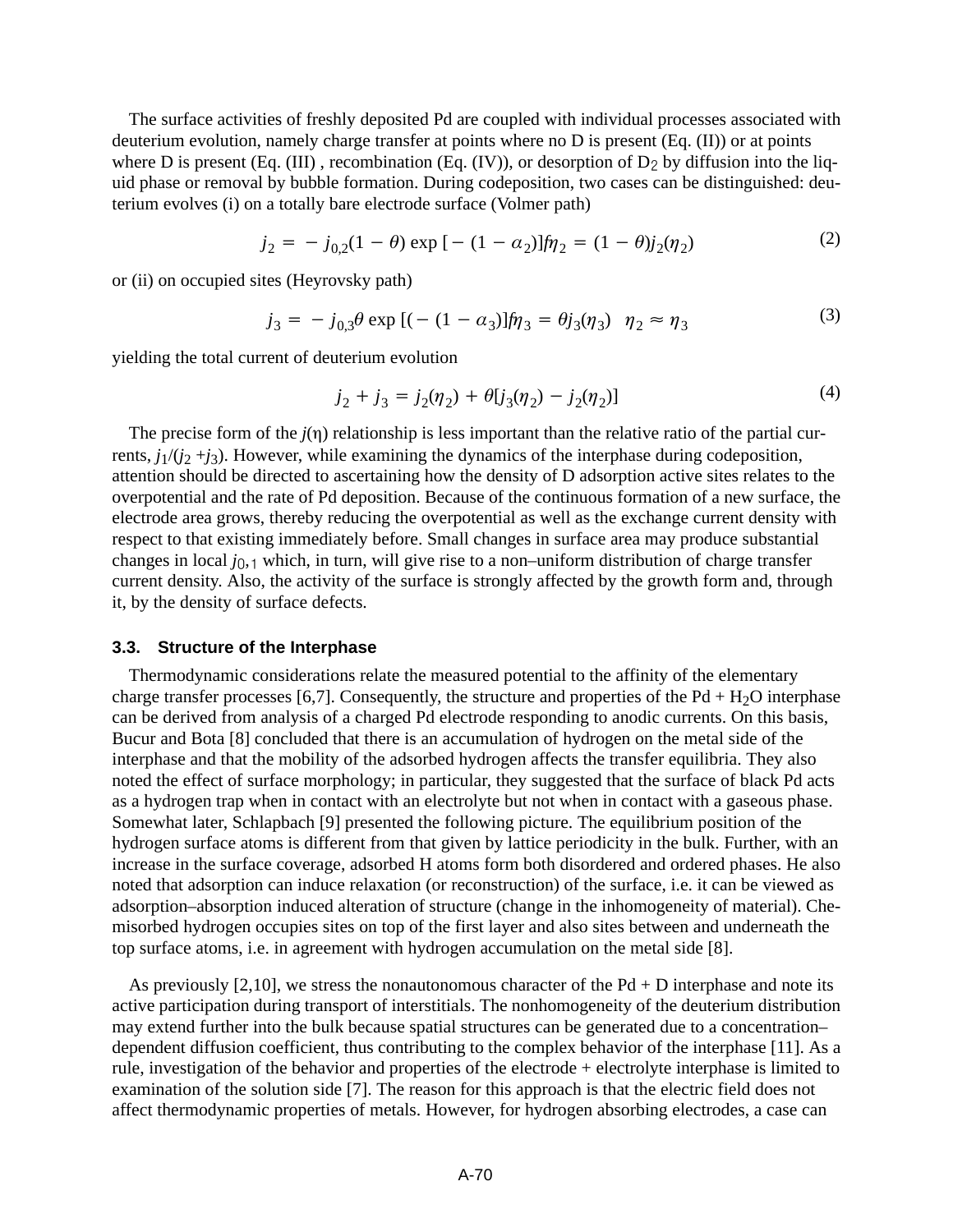The surface activities of freshly deposited Pd are coupled with individual processes associated with deuterium evolution, namely charge transfer at points where no D is present (Eq. (II)) or at points where D is present (Eq. (III) , recombination (Eq. (IV)), or desorption of $D_2$ by diffusion into the liquid phase or removal by bubble formation. During codeposition, two cases can be distinguished: deuterium evolves (i) on a totally bare electrode surface (Volmer path)

$$j_2 = -j_{0,2}(1-\theta)\exp[-(1-\alpha_2)]f\eta_2 = (1-\theta)j_2(\eta_2) \tag{2}$$

or (ii) on occupied sites (Heyrovsky path)

$$j_3 = -j_{0,3}\theta\exp[(-(1-\alpha_3)]f\eta_3 = \theta j_3(\eta_3) \quad \eta_2 \approx \eta_3 \tag{3}$$

yielding the total current of deuterium evolution

$$j_2 + j_3 = j_2(\eta_2) + \theta[j_3(\eta_2) - j_2(\eta_2)] \tag{4}$$

The precise form of the $j(\eta)$ relationship is less important than the relative ratio of the partial currents, $j_1/(j_2 + j_3)$. However, while examining the dynamics of the interphase during codeposition, attention should be directed to ascertaining how the density of D adsorption active sites relates to the overpotential and the rate of Pd deposition. Because of the continuous formation of a new surface, the electrode area grows, thereby reducing the overpotential as well as the exchange current density with respect to that existing immediately before. Small changes in surface area may produce substantial changes in local $j_{0,1}$ which, in turn, will give rise to a non–uniform distribution of charge transfer current density. Also, the activity of the surface is strongly affected by the growth form and, through it, by the density of surface defects.

### 3.3. Structure of the Interphase

Thermodynamic considerations relate the measured potential to the affinity of the elementary charge transfer processes [6,7]. Consequently, the structure and properties of the Pd + $H_2O$ interphase can be derived from analysis of a charged Pd electrode responding to anodic currents. On this basis, Bucur and Bota [8] concluded that there is an accumulation of hydrogen on the metal side of the interphase and that the mobility of the adsorbed hydrogen affects the transfer equilibria. They also noted the effect of surface morphology; in particular, they suggested that the surface of black Pd acts as a hydrogen trap when in contact with an electrolyte but not when in contact with a gaseous phase. Somewhat later, Schlapbach [9] presented the following picture. The equilibrium position of the hydrogen surface atoms is different from that given by lattice periodicity in the bulk. Further, with an increase in the surface coverage, adsorbed H atoms form both disordered and ordered phases. He also noted that adsorption can induce relaxation (or reconstruction) of the surface, i.e. it can be viewed as adsorption–absorption induced alteration of structure (change in the inhomogeneity of material). Chemisorbed hydrogen occupies sites on top of the first layer and also sites between and underneath the top surface atoms, i.e. in agreement with hydrogen accumulation on the metal side [8].

As previously [2,10], we stress the nonautonomous character of the Pd + D interphase and note its active participation during transport of interstitials. The nonhomogeneity of the deuterium distribution may extend further into the bulk because spatial structures can be generated due to a concentration–dependent diffusion coefficient, thus contributing to the complex behavior of the interphase [11]. As a rule, investigation of the behavior and properties of the electrode + electrolyte interphase is limited to examination of the solution side [7]. The reason for this approach is that the electric field does not affect thermodynamic properties of metals. However, for hydrogen absorbing electrodes, a case can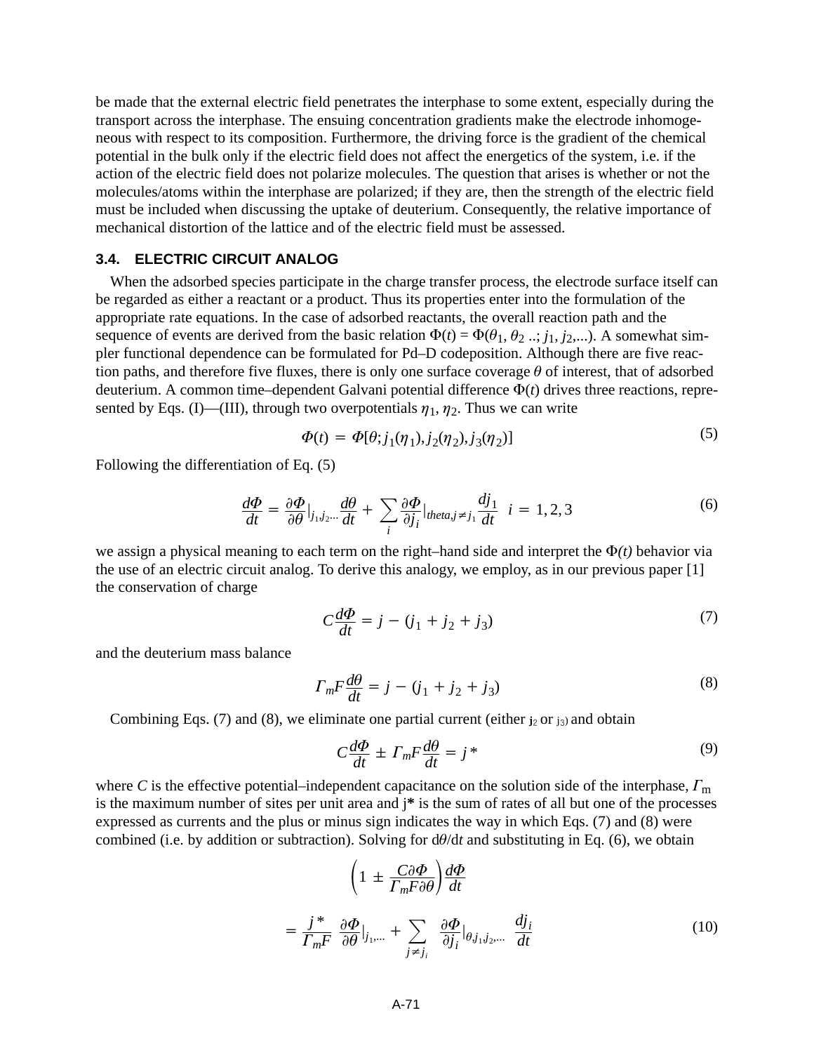be made that the external electric field penetrates the interphase to some extent, especially during the transport across the interphase. The ensuing concentration gradients make the electrode inhomogeneous with respect to its composition. Furthermore, the driving force is the gradient of the chemical potential in the bulk only if the electric field does not affect the energetics of the system, i.e. if the action of the electric field does not polarize molecules. The question that arises is whether or not the molecules/atoms within the interphase are polarized; if they are, then the strength of the electric field must be included when discussing the uptake of deuterium. Consequently, the relative importance of mechanical distortion of the lattice and of the electric field must be assessed.

### 3.4. ELECTRIC CIRCUIT ANALOG

When the adsorbed species participate in the charge transfer process, the electrode surface itself can be regarded as either a reactant or a product. Thus its properties enter into the formulation of the appropriate rate equations. In the case of adsorbed reactants, the overall reaction path and the sequence of events are derived from the basic relation $\Phi(t) = \Phi(\theta_1, \theta_2 ..; j_1, j_2,...)$. A somewhat simpler functional dependence can be formulated for Pd–D codeposition. Although there are five reaction paths, and therefore five fluxes, there is only one surface coverage $\theta$ of interest, that of adsorbed deuterium. A common time–dependent Galvani potential difference $\Phi(t)$ drives three reactions, represented by Eqs. (I)—(III), through two overpotentials $\eta_1, \eta_2$. Thus we can write

$$\Phi(t) = \Phi[\theta; j_1(\eta_1), j_2(\eta_2), j_3(\eta_2)] \tag{5}$$

Following the differentiation of Eq. (5)

$$\frac{d\Phi}{dt} = \frac{\partial \Phi}{\partial \theta}\Big|_{j_1 j_2 ...} \frac{d\theta}{dt} + \sum_i \frac{\partial \Phi}{\partial j_i}\Big|_{theta, j \neq j_1} \frac{dj_1}{dt} \quad i = 1, 2, 3 \tag{6}$$

we assign a physical meaning to each term on the right–hand side and interpret the $\Phi(t)$ behavior via the use of an electric circuit analog. To derive this analogy, we employ, as in our previous paper [1] the conservation of charge

$$C\frac{d\Phi}{dt} = j - (j_1 + j_2 + j_3) \tag{7}$$

and the deuterium mass balance

$$\Gamma_m F \frac{d\theta}{dt} = j - (j_1 + j_2 + j_3) \tag{8}$$

Combining Eqs. (7) and (8), we eliminate one partial current (either $j_2$ or $j_3$) and obtain

$$C\frac{d\Phi}{dt} \pm \Gamma_m F \frac{d\theta}{dt} = j^* \tag{9}$$

where $C$ is the effective potential–independent capacitance on the solution side of the interphase, $\Gamma_m$ is the maximum number of sites per unit area and $j^*$ is the sum of rates of all but one of the processes expressed as currents and the plus or minus sign indicates the way in which Eqs. (7) and (8) were combined (i.e. by addition or subtraction). Solving for $d\theta/dt$ and substituting in Eq. (6), we obtain

$$\left(1 \pm \frac{C\partial\Phi}{\Gamma_m F \partial\theta}\right)\frac{d\Phi}{dt} = \frac{j^*}{\Gamma_m F}\ \frac{\partial \Phi}{\partial \theta}\Big|_{j_1,...} + \sum_{j \neq j_i} \frac{\partial \Phi}{\partial j_i}\Big|_{\theta, j_1, j_2, ...}\ \frac{dj_i}{dt} \tag{10}$$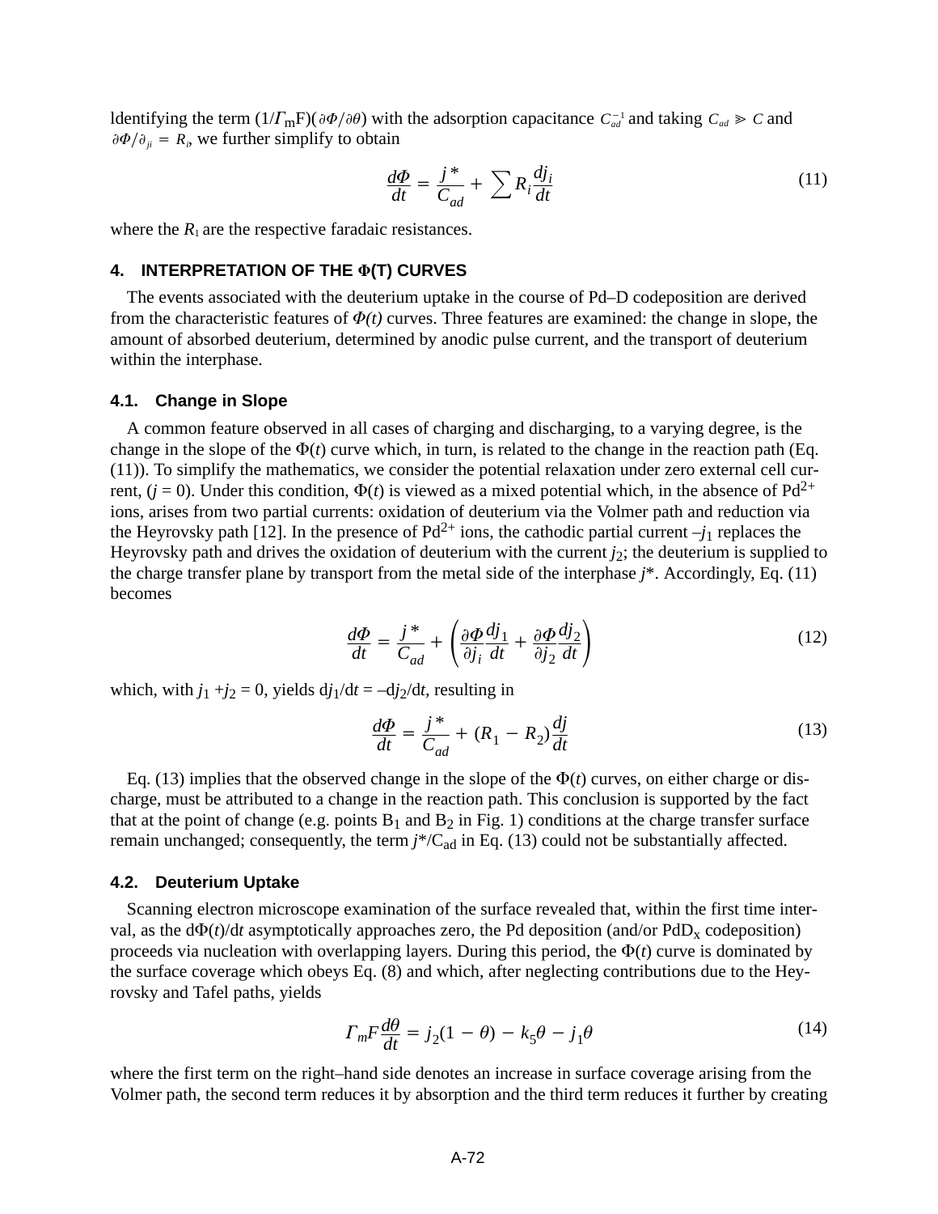ldentifying the term $(1/\Gamma_m F)(\partial\Phi/\partial\theta)$ with the adsorption capacitance $C_{ad}^{-1}$ and taking $C_{ad} \gg C$ and $\partial\Phi/\partial_{ji} = R_i$, we further simplify to obtain

$$\frac{d\Phi}{dt} = \frac{j^*}{C_{ad}} + \sum R_i \frac{dj_i}{dt} \tag{11}$$

where the $R_1$ are the respective faradaic resistances.

## 4. INTERPRETATION OF THE Φ(T) CURVES

The events associated with the deuterium uptake in the course of Pd–D codeposition are derived from the characteristic features of $\Phi(t)$ curves. Three features are examined: the change in slope, the amount of absorbed deuterium, determined by anodic pulse current, and the transport of deuterium within the interphase.

### 4.1. Change in Slope

A common feature observed in all cases of charging and discharging, to a varying degree, is the change in the slope of the $\Phi(t)$ curve which, in turn, is related to the change in the reaction path (Eq. (11)). To simplify the mathematics, we consider the potential relaxation under zero external cell current, ($j = 0$). Under this condition, $\Phi(t)$ is viewed as a mixed potential which, in the absence of $Pd^{2+}$ ions, arises from two partial currents: oxidation of deuterium via the Volmer path and reduction via the Heyrovsky path [12]. In the presence of $Pd^{2+}$ ions, the cathodic partial current $-j_1$ replaces the Heyrovsky path and drives the oxidation of deuterium with the current $j_2$; the deuterium is supplied to the charge transfer plane by transport from the metal side of the interphase $j^*$. Accordingly, Eq. (11) becomes

$$\frac{d\Phi}{dt} = \frac{j^*}{C_{ad}} + \left(\frac{\partial\Phi}{\partial j_i}\frac{dj_1}{dt} + \frac{\partial\Phi}{\partial j_2}\frac{dj_2}{dt}\right) \tag{12}$$

which, with $j_1 + j_2 = 0$, yields $dj_1/dt = -dj_2/dt$, resulting in

$$\frac{d\Phi}{dt} = \frac{j^*}{C_{ad}} + (R_1 - R_2)\frac{dj}{dt} \tag{13}$$

Eq. (13) implies that the observed change in the slope of the $\Phi(t)$ curves, on either charge or discharge, must be attributed to a change in the reaction path. This conclusion is supported by the fact that at the point of change (e.g. points $B_1$ and $B_2$ in Fig. 1) conditions at the charge transfer surface remain unchanged; consequently, the term $j^*/C_{ad}$ in Eq. (13) could not be substantially affected.

### 4.2. Deuterium Uptake

Scanning electron microscope examination of the surface revealed that, within the first time interval, as the $d\Phi(t)/dt$ asymptotically approaches zero, the Pd deposition (and/or $PdD_x$ codeposition) proceeds via nucleation with overlapping layers. During this period, the $\Phi(t)$ curve is dominated by the surface coverage which obeys Eq. (8) and which, after neglecting contributions due to the Heyrovsky and Tafel paths, yields

$$\Gamma_m F\frac{d\theta}{dt} = j_2(1-\theta) - k_5\theta - j_1\theta \tag{14}$$

where the first term on the right–hand side denotes an increase in surface coverage arising from the Volmer path, the second term reduces it by absorption and the third term reduces it further by creating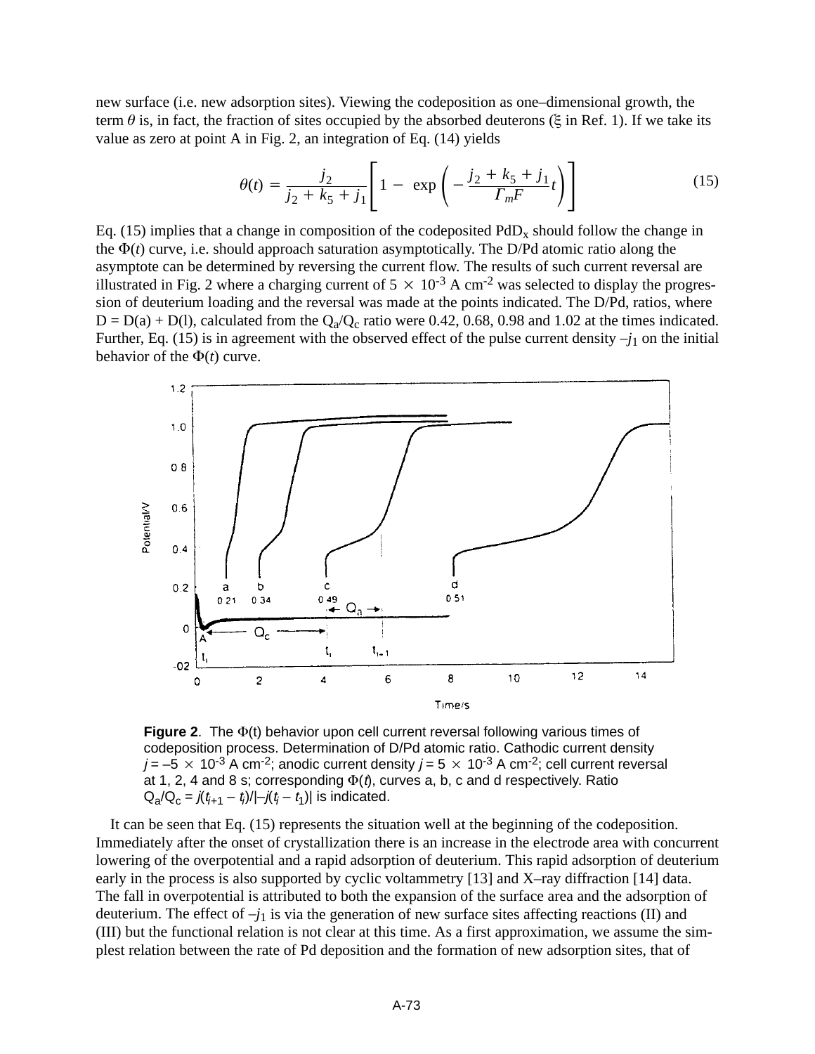new surface (i.e. new adsorption sites). Viewing the codeposition as one–dimensional growth, the term $\theta$ is, in fact, the fraction of sites occupied by the absorbed deuterons ($\xi$ in Ref. 1). If we take its value as zero at point A in Fig. 2, an integration of Eq. (14) yields

$$\theta(t) = \frac{j_2}{j_2 + k_5 + j_1}\left[1 - \exp\left(-\frac{j_2 + k_5 + j_1}{\Gamma_m F}t\right)\right] \tag{15}$$

Eq. (15) implies that a change in composition of the codeposited $PdD_x$ should follow the change in the $\Phi(t)$ curve, i.e. should approach saturation asymptotically. The D/Pd atomic ratio along the asymptote can be determined by reversing the current flow. The results of such current reversal are illustrated in Fig. 2 where a charging current of $5 \times 10^{-3}$ A cm$^{-2}$ was selected to display the progression of deuterium loading and the reversal was made at the points indicated. The D/Pd, ratios, where D = D(a) + D(l), calculated from the $Q_a/Q_c$ ratio were 0.42, 0.68, 0.98 and 1.02 at the times indicated. Further, Eq. (15) is in agreement with the observed effect of the pulse current density $-j_1$ on the initial behavior of the $\Phi(t)$ curve.

**Figure 2**. The $\Phi$(t) behavior upon cell current reversal following various times of codeposition process. Determination of D/Pd atomic ratio. Cathodic current density $j = -5 \times 10^{-3}$ A cm$^{-2}$; anodic current density $j = 5 \times 10^{-3}$ A cm$^{-2}$; cell current reversal at 1, 2, 4 and 8 s; corresponding $\Phi(t)$, curves a, b, c and d respectively. Ratio $Q_a/Q_c = j(t_{i+1} - t_i)/|-j(t_i - t_1)|$ is indicated.

It can be seen that Eq. (15) represents the situation well at the beginning of the codeposition. Immediately after the onset of crystallization there is an increase in the electrode area with concurrent lowering of the overpotential and a rapid adsorption of deuterium. This rapid adsorption of deuterium early in the process is also supported by cyclic voltammetry [13] and X–ray diffraction [14] data. The fall in overpotential is attributed to both the expansion of the surface area and the adsorption of deuterium. The effect of $-j_1$ is via the generation of new surface sites affecting reactions (II) and (III) but the functional relation is not clear at this time. As a first approximation, we assume the simplest relation between the rate of Pd deposition and the formation of new adsorption sites, that of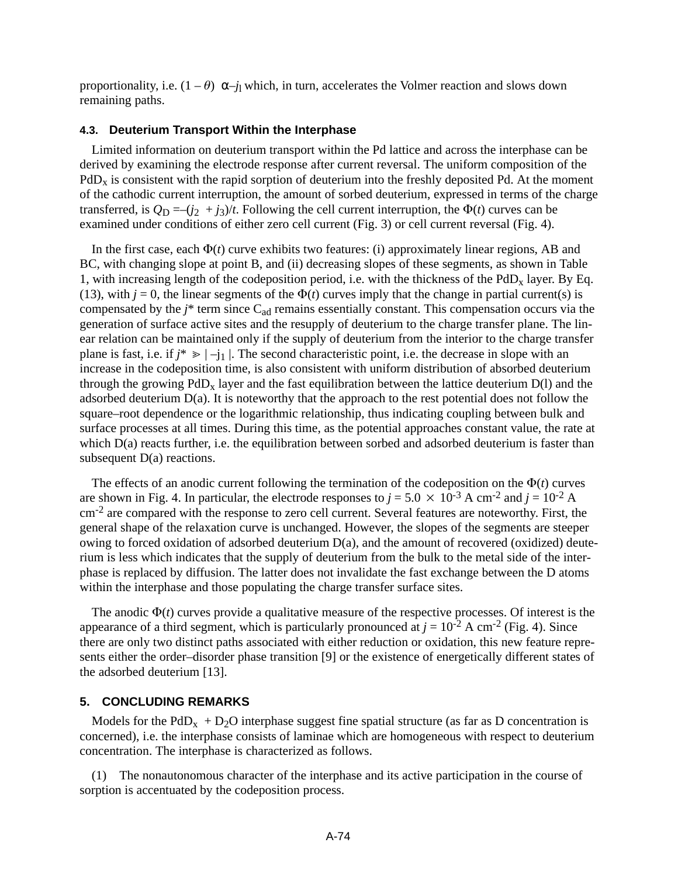proportionality, i.e. $(1 - \theta) \,\alpha\, -j_l$ which, in turn, accelerates the Volmer reaction and slows down remaining paths.

### 4.3. Deuterium Transport Within the Interphase

Limited information on deuterium transport within the Pd lattice and across the interphase can be derived by examining the electrode response after current reversal. The uniform composition of the $PdD_x$ is consistent with the rapid sorption of deuterium into the freshly deposited Pd. At the moment of the cathodic current interruption, the amount of sorbed deuterium, expressed in terms of the charge transferred, is $Q_D = -(j_2 + j_3)/t$. Following the cell current interruption, the $\Phi(t)$ curves can be examined under conditions of either zero cell current (Fig. 3) or cell current reversal (Fig. 4).

In the first case, each $\Phi(t)$ curve exhibits two features: (i) approximately linear regions, AB and BC, with changing slope at point B, and (ii) decreasing slopes of these segments, as shown in Table 1, with increasing length of the codeposition period, i.e. with the thickness of the $PdD_x$ layer. By Eq. (13), with $j = 0$, the linear segments of the $\Phi(t)$ curves imply that the change in partial current(s) is compensated by the $j^*$ term since $C_{ad}$ remains essentially constant. This compensation occurs via the generation of surface active sites and the resupply of deuterium to the charge transfer plane. The linear relation can be maintained only if the supply of deuterium from the interior to the charge transfer plane is fast, i.e. if $j^* \gg |-j_1|$. The second characteristic point, i.e. the decrease in slope with an increase in the codeposition time, is also consistent with uniform distribution of absorbed deuterium through the growing $PdD_x$ layer and the fast equilibration between the lattice deuterium D(l) and the adsorbed deuterium D(a). It is noteworthy that the approach to the rest potential does not follow the square–root dependence or the logarithmic relationship, thus indicating coupling between bulk and surface processes at all times. During this time, as the potential approaches constant value, the rate at which D(a) reacts further, i.e. the equilibration between sorbed and adsorbed deuterium is faster than subsequent D(a) reactions.

The effects of an anodic current following the termination of the codeposition on the $\Phi(t)$ curves are shown in Fig. 4. In particular, the electrode responses to $j = 5.0 \times 10^{-3}$ A cm$^{-2}$ and $j = 10^{-2}$ A cm$^{-2}$ are compared with the response to zero cell current. Several features are noteworthy. First, the general shape of the relaxation curve is unchanged. However, the slopes of the segments are steeper owing to forced oxidation of adsorbed deuterium D(a), and the amount of recovered (oxidized) deuterium is less which indicates that the supply of deuterium from the bulk to the metal side of the interphase is replaced by diffusion. The latter does not invalidate the fast exchange between the D atoms within the interphase and those populating the charge transfer surface sites.

The anodic $\Phi(t)$ curves provide a qualitative measure of the respective processes. Of interest is the appearance of a third segment, which is particularly pronounced at $j = 10^{-2}$ A cm$^{-2}$ (Fig. 4). Since there are only two distinct paths associated with either reduction or oxidation, this new feature represents either the order–disorder phase transition [9] or the existence of energetically different states of the adsorbed deuterium [13].

## 5. CONCLUDING REMARKS

Models for the $PdD_x + D_2O$ interphase suggest fine spatial structure (as far as D concentration is concerned), i.e. the interphase consists of laminae which are homogeneous with respect to deuterium concentration. The interphase is characterized as follows.

(1) The nonautonomous character of the interphase and its active participation in the course of sorption is accentuated by the codeposition process.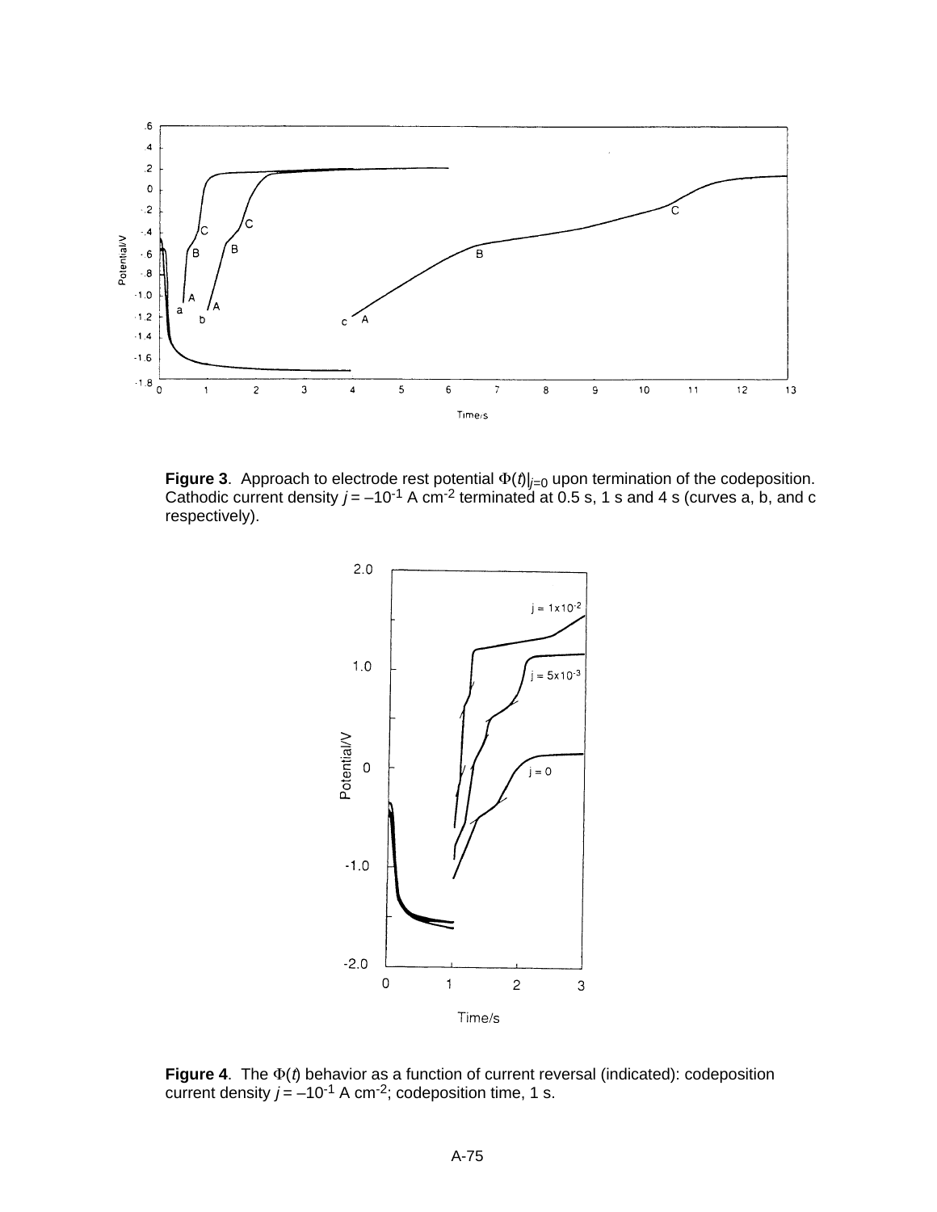**Figure 3**. Approach to electrode rest potential $\Phi(t)|_{j=0}$ upon termination of the codeposition. Cathodic current density $j = -10^{-1}$ A cm$^{-2}$ terminated at 0.5 s, 1 s and 4 s (curves a, b, and c respectively).

**Figure 4**. The $\Phi(t)$ behavior as a function of current reversal (indicated): codeposition current density $j = -10^{-1}$ A cm$^{-2}$; codeposition time, 1 s.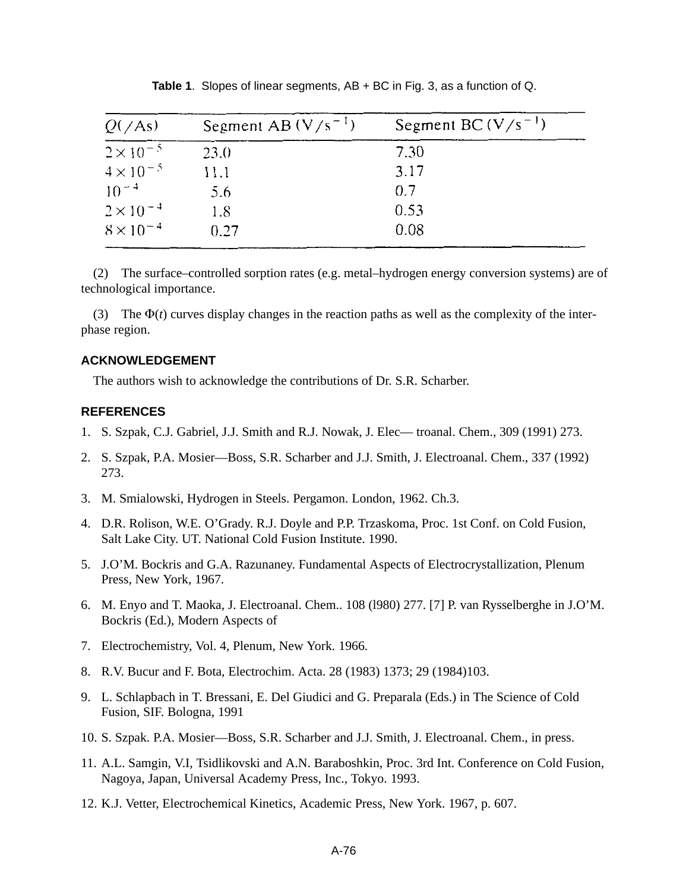**Table 1**. Slopes of linear segments, AB + BC in Fig. 3, as a function of Q.

| $Q(/\mathrm{As})$ | Segment AB $(\mathrm{V/s^{-1}})$ | Segment BC $(\mathrm{V/s^{-1}})$ |
|---|---|---|
| $2\times10^{-5}$ | 23.0 | 7.30 |
| $4\times10^{-5}$ | 11.1 | 3.17 |
| $10^{-4}$ | 5.6 | 0.7 |
| $2\times10^{-4}$ | 1.8 | 0.53 |
| $8\times10^{-4}$ | 0.27 | 0.08 |

(2) The surface–controlled sorption rates (e.g. metal–hydrogen energy conversion systems) are of technological importance.

(3) The $\Phi(t)$ curves display changes in the reaction paths as well as the complexity of the inter-phase region.

## ACKNOWLEDGEMENT

The authors wish to acknowledge the contributions of Dr. S.R. Scharber.

## REFERENCES

1. S. Szpak, C.J. Gabriel, J.J. Smith and R.J. Nowak, J. Elec— troanal. Chem., 309 (1991) 273.
2. S. Szpak, P.A. Mosier—Boss, S.R. Scharber and J.J. Smith, J. Electroanal. Chem., 337 (1992) 273.
3. M. Smialowski, Hydrogen in Steels. Pergamon. London, 1962. Ch.3.
4. D.R. Rolison, W.E. O'Grady. R.J. Doyle and P.P. Trzaskoma, Proc. 1st Conf. on Cold Fusion, Salt Lake City. UT. National Cold Fusion Institute. 1990.
5. J.O'M. Bockris and G.A. Razunaney. Fundamental Aspects of Electrocrystallization, Plenum Press, New York, 1967.
6. M. Enyo and T. Maoka, J. Electroanal. Chem.. 108 (l980) 277. [7] P. van Rysselberghe in J.O'M. Bockris (Ed.), Modern Aspects of
7. Electrochemistry, Vol. 4, Plenum, New York. 1966.
8. R.V. Bucur and F. Bota, Electrochim. Acta. 28 (1983) 1373; 29 (1984)103.
9. L. Schlapbach in T. Bressani, E. Del Giudici and G. Preparala (Eds.) in The Science of Cold Fusion, SIF. Bologna, 1991
10. S. Szpak. P.A. Mosier—Boss, S.R. Scharber and J.J. Smith, J. Electroanal. Chem., in press.
11. A.L. Samgin, V.I, Tsidlikovski and A.N. Baraboshkin, Proc. 3rd Int. Conference on Cold Fusion, Nagoya, Japan, Universal Academy Press, Inc., Tokyo. 1993.
12. K.J. Vetter, Electrochemical Kinetics, Academic Press, New York. 1967, p. 607.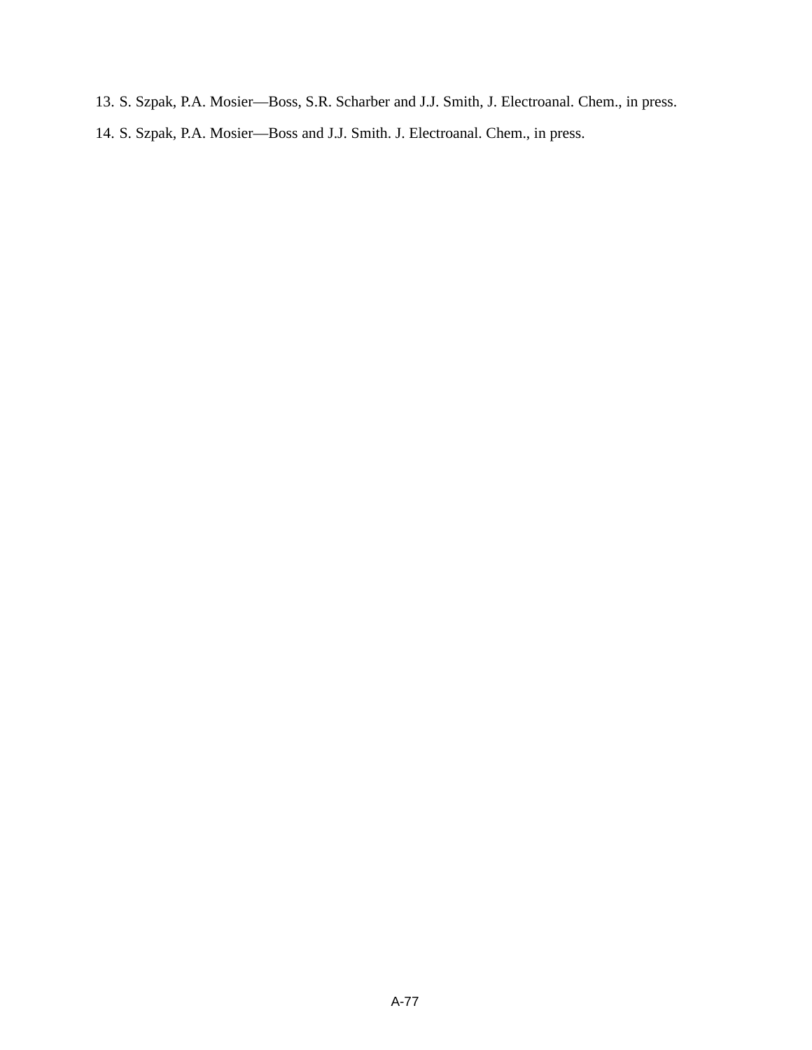13. S. Szpak, P.A. Mosier—Boss, S.R. Scharber and J.J. Smith, J. Electroanal. Chem., in press.
14. S. Szpak, P.A. Mosier—Boss and J.J. Smith. J. Electroanal. Chem., in press.